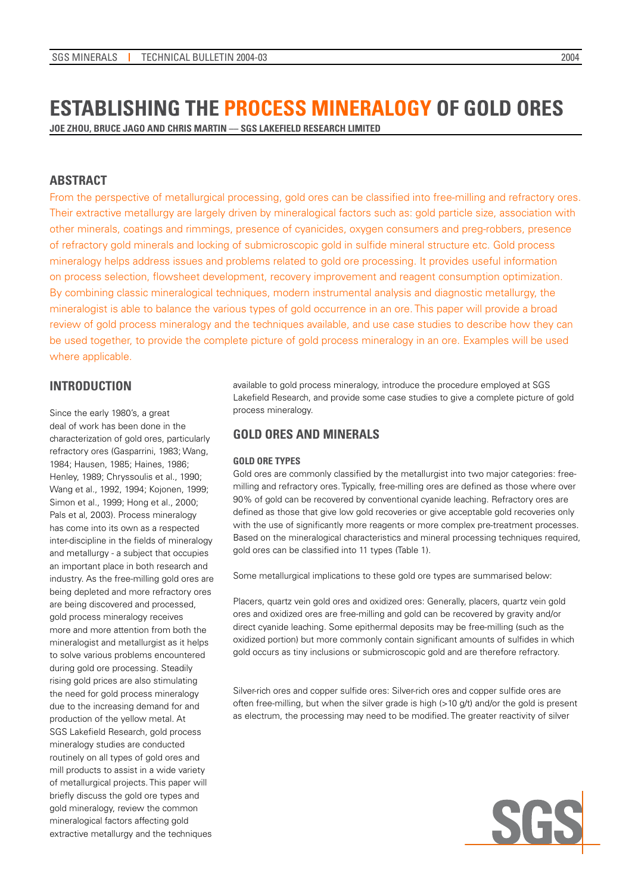# ESTABLISHING THE PROCESS MINERALOGY OF GOLD ORES

**JOE ZHOU, BRUCE JAGO AND CHRIS MARTIN — SGS LAKEFIELD RESEARCH LIMITED**

## ABSTRACT

From the perspective of metallurgical processing, gold ores can be classified into free-milling and refractory ores. Their extractive metallurgy are largely driven by mineralogical factors such as: gold particle size, association with other minerals, coatings and rimmings, presence of cyanicides, oxygen consumers and preg-robbers, presence of refractory gold minerals and locking of submicroscopic gold in sulfide mineral structure etc. Gold process mineralogy helps address issues and problems related to gold ore processing. It provides useful information on process selection, flowsheet development, recovery improvement and reagent consumption optimization. By combining classic mineralogical techniques, modern instrumental analysis and diagnostic metallurgy, the mineralogist is able to balance the various types of gold occurrence in an ore. This paper will provide a broad review of gold process mineralogy and the techniques available, and use case studies to describe how they can be used together, to provide the complete picture of gold process mineralogy in an ore. Examples will be used where applicable.

## INTRODUCTION

Since the early 1980's, a great deal of work has been done in the characterization of gold ores, particularly refractory ores (Gasparrini, 1983; Wang, 1984; Hausen, 1985; Haines, 1986; Henley, 1989; Chryssoulis et al., 1990; Wang et al., 1992, 1994; Kojonen, 1999; Simon et al., 1999; Hong et al., 2000; Pals et al, 2003). Process mineralogy has come into its own as a respected inter-discipline in the fields of mineralogy and metallurgy - a subject that occupies an important place in both research and industry. As the free-milling gold ores are being depleted and more refractory ores are being discovered and processed, gold process mineralogy receives more and more attention from both the mineralogist and metallurgist as it helps to solve various problems encountered during gold ore processing. Steadily rising gold prices are also stimulating the need for gold process mineralogy due to the increasing demand for and production of the yellow metal. At SGS Lakefield Research, gold process mineralogy studies are conducted routinely on all types of gold ores and mill products to assist in a wide variety of metallurgical projects. This paper will briefly discuss the gold ore types and gold mineralogy, review the common mineralogical factors affecting gold extractive metallurgy and the techniques available to gold process mineralogy, introduce the procedure employed at SGS Lakefield Research, and provide some case studies to give a complete picture of gold process mineralogy.

## GOLD ORES AND MINERALS

### GOLD ORE TYPES

Gold ores are commonly classified by the metallurgist into two major categories: free-milling and refractory ores. Typically, free-milling ores are defined as those where over 90% of gold can be recovered by conventional cyanide leaching. Refractory ores are defined as those that give low gold recoveries or give acceptable gold recoveries only with the use of significantly more reagents or more complex pre-treatment processes. Based on the mineralogical characteristics and mineral processing techniques required, gold ores can be classified into 11 types (Table 1).

Some metallurgical implications to these gold ore types are summarised below:

Placers, quartz vein gold ores and oxidized ores: Generally, placers, quartz vein gold ores and oxidized ores are free-milling and gold can be recovered by gravity and/or direct cyanide leaching. Some epithermal deposits may be free-milling (such as the oxidized portion) but more commonly contain significant amounts of sulfides in which gold occurs as tiny inclusions or submicroscopic gold and are therefore refractory.

Silver-rich ores and copper sulfide ores: Silver-rich ores and copper sulfide ores are often free-milling, but when the silver grade is high (>10 g/t) and/or the gold is present as electrum, the processing may need to be modified. The greater reactivity of silver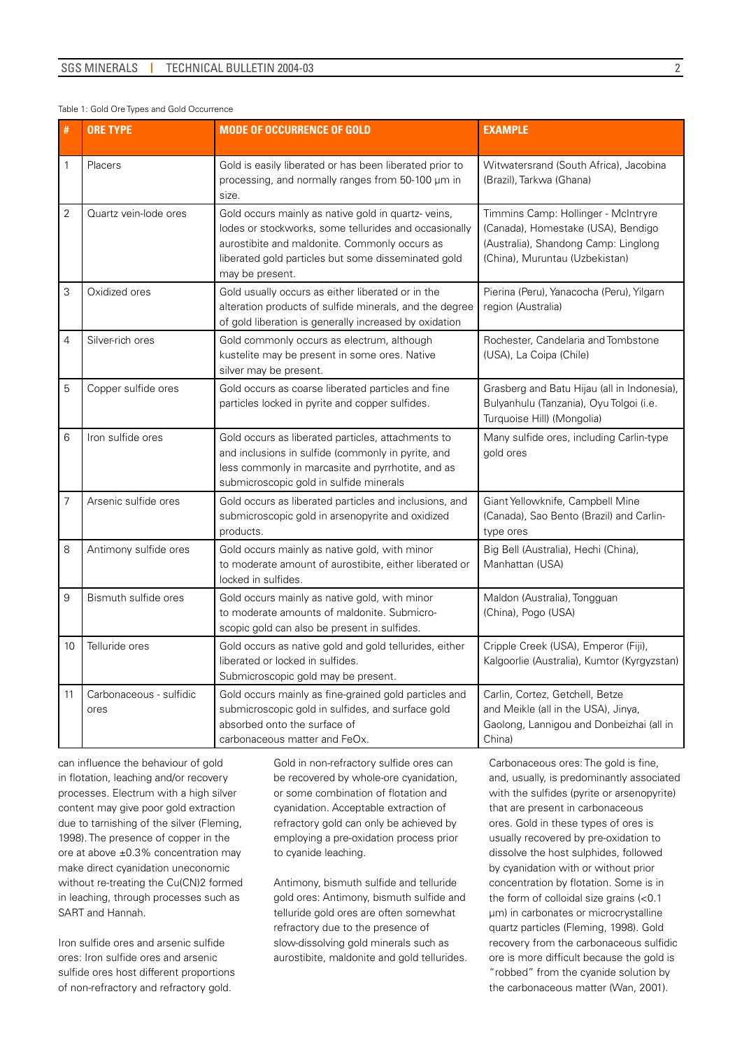Table 1: Gold Ore Types and Gold Occurrence

| # | ORE TYPE | MODE OF OCCURRENCE OF GOLD | EXAMPLE |
|---|---|---|---|
| 1 | Placers | Gold is easily liberated or has been liberated prior to processing, and normally ranges from 50-100 µm in size. | Witwatersrand (South Africa), Jacobina (Brazil), Tarkwa (Ghana) |
| 2 | Quartz vein-lode ores | Gold occurs mainly as native gold in quartz- veins, lodes or stockworks, some tellurides and occasionally aurostibite and maldonite. Commonly occurs as liberated gold particles but some disseminated gold may be present. | Timmins Camp: Hollinger - McIntryre (Canada), Homestake (USA), Bendigo (Australia), Shandong Camp: Linglong (China), Muruntau (Uzbekistan) |
| 3 | Oxidized ores | Gold usually occurs as either liberated or in the alteration products of sulfide minerals, and the degree of gold liberation is generally increased by oxidation | Pierina (Peru), Yanacocha (Peru), Yilgarn region (Australia) |
| 4 | Silver-rich ores | Gold commonly occurs as electrum, although kustelite may be present in some ores. Native silver may be present. | Rochester, Candelaria and Tombstone (USA), La Coipa (Chile) |
| 5 | Copper sulfide ores | Gold occurs as coarse liberated particles and fine particles locked in pyrite and copper sulfides. | Grasberg and Batu Hijau (all in Indonesia), Bulyanhulu (Tanzania), Oyu Tolgoi (i.e. Turquoise Hill) (Mongolia) |
| 6 | Iron sulfide ores | Gold occurs as liberated particles, attachments to and inclusions in sulfide (commonly in pyrite, and less commonly in marcasite and pyrrhotite, and as submicroscopic gold in sulfide minerals | Many sulfide ores, including Carlin-type gold ores |
| 7 | Arsenic sulfide ores | Gold occurs as liberated particles and inclusions, and submicroscopic gold in arsenopyrite and oxidized products. | Giant Yellowknife, Campbell Mine (Canada), Sao Bento (Brazil) and Carlin-type ores |
| 8 | Antimony sulfide ores | Gold occurs mainly as native gold, with minor to moderate amount of aurostibite, either liberated or locked in sulfides. | Big Bell (Australia), Hechi (China), Manhattan (USA) |
| 9 | Bismuth sulfide ores | Gold occurs mainly as native gold, with minor to moderate amounts of maldonite. Submicroscopic gold can also be present in sulfides. | Maldon (Australia), Tongguan (China), Pogo (USA) |
| 10 | Telluride ores | Gold occurs as native gold and gold tellurides, either liberated or locked in sulfides. Submicroscopic gold may be present. | Cripple Creek (USA), Emperor (Fiji), Kalgoorlie (Australia), Kumtor (Kyrgyzstan) |
| 11 | Carbonaceous - sulfidic ores | Gold occurs mainly as fine-grained gold particles and submicroscopic gold in sulfides, and surface gold absorbed onto the surface of carbonaceous matter and FeOx. | Carlin, Cortez, Getchell, Betze and Meikle (all in the USA), Jinya, Gaolong, Lannigou and Donbeizhai (all in China) |

can influence the behaviour of gold in flotation, leaching and/or recovery processes. Electrum with a high silver content may give poor gold extraction due to tarnishing of the silver (Fleming, 1998). The presence of copper in the ore at above ±0.3% concentration may make direct cyanidation uneconomic without re-treating the $Cu(CN)2$ formed in leaching, through processes such as SART and Hannah.

Iron sulfide ores and arsenic sulfide ores: Iron sulfide ores and arsenic sulfide ores host different proportions of non-refractory and refractory gold. Gold in non-refractory sulfide ores can be recovered by whole-ore cyanidation, or some combination of flotation and cyanidation. Acceptable extraction of refractory gold can only be achieved by employing a pre-oxidation process prior to cyanide leaching.

Antimony, bismuth sulfide and telluride gold ores: Antimony, bismuth sulfide and telluride gold ores are often somewhat refractory due to the presence of slow-dissolving gold minerals such as aurostibite, maldonite and gold tellurides.

Carbonaceous ores: The gold is fine, and, usually, is predominantly associated with the sulfides (pyrite or arsenopyrite) that are present in carbonaceous ores. Gold in these types of ores is usually recovered by pre-oxidation to dissolve the host sulphides, followed by cyanidation with or without prior concentration by flotation. Some is in the form of colloidal size grains (<0.1 µm) in carbonates or microcrystalline quartz particles (Fleming, 1998). Gold recovery from the carbonaceous sulfidic ore is more difficult because the gold is "robbed" from the cyanide solution by the carbonaceous matter (Wan, 2001).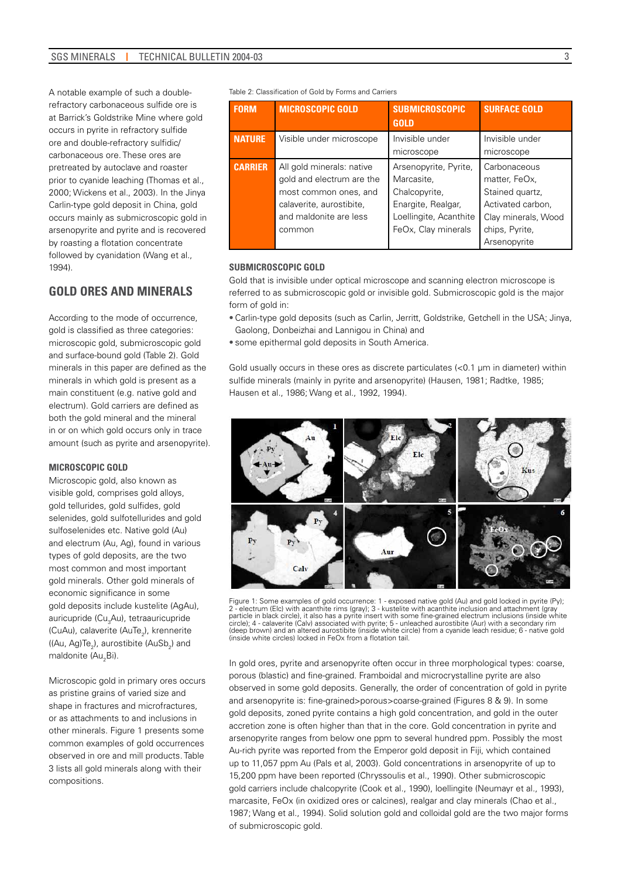A notable example of such a double-refractory carbonaceous sulfide ore is at Barrick's Goldstrike Mine where gold occurs in pyrite in refractory sulfide ore and double-refractory sulfidic/carbonaceous ore. These ores are pretreated by autoclave and roaster prior to cyanide leaching (Thomas et al., 2000; Wickens et al., 2003). In the Jinya Carlin-type gold deposit in China, gold occurs mainly as submicroscopic gold in arsenopyrite and pyrite and is recovered by roasting a flotation concentrate followed by cyanidation (Wang et al., 1994).

## GOLD ORES AND MINERALS

According to the mode of occurrence, gold is classified as three categories: microscopic gold, submicroscopic gold and surface-bound gold (Table 2). Gold minerals in this paper are defined as the minerals in which gold is present as a main constituent (e.g. native gold and electrum). Gold carriers are defined as both the gold mineral and the mineral in or on which gold occurs only in trace amount (such as pyrite and arsenopyrite).

### MICROSCOPIC GOLD

Microscopic gold, also known as visible gold, comprises gold alloys, gold tellurides, gold sulfides, gold selenides, gold sulfotellurides and gold sulfoselenides etc. Native gold (Au) and electrum (Au, Ag), found in various types of gold deposits, are the two most common and most important gold minerals. Other gold minerals of economic significance in some gold deposits include kustelite (AgAu), auricupride ($Cu_3Au$), tetraauricupride (CuAu), calaverite ($AuTe_2$), krennerite ($(Au, Ag)Te_2$), aurostibite ($AuSb_2$) and maldonite ($Au_2Bi$).

Microscopic gold in primary ores occurs as pristine grains of varied size and shape in fractures and microfractures, or as attachments to and inclusions in other minerals. Figure 1 presents some common examples of gold occurrences observed in ore and mill products. Table 3 lists all gold minerals along with their compositions.

Table 2: Classification of Gold by Forms and Carriers

| FORM | MICROSCOPIC GOLD | SUBMICROSCOPIC GOLD | SURFACE GOLD |
|---|---|---|---|
| NATURE | Visible under microscope | Invisible under microscope | Invisible under microscope |
| CARRIER | All gold minerals: native gold and electrum are the most common ones, and calaverite, aurostibite, and maldonite are less common | Arsenopyrite, Pyrite, Marcasite, Chalcopyrite, Enargite, Realgar, Loellingite, Acanthite FeOx, Clay minerals | Carbonaceous matter, FeOx, Stained quartz, Activated carbon, Clay minerals, Wood chips, Pyrite, Arsenopyrite |

### SUBMICROSCOPIC GOLD

Gold that is invisible under optical microscope and scanning electron microscope is referred to as submicroscopic gold or invisible gold. Submicroscopic gold is the major form of gold in:

- Carlin-type gold deposits (such as Carlin, Jerritt, Goldstrike, Getchell in the USA; Jinya, Gaolong, Donbeizhai and Lannigou in China) and
- some epithermal gold deposits in South America.

Gold usually occurs in these ores as discrete particulates (<0.1 μm in diameter) within sulfide minerals (mainly in pyrite and arsenopyrite) (Hausen, 1981; Radtke, 1985; Hausen et al., 1986; Wang et al., 1992, 1994).

Figure 1: Some examples of gold occurrence: 1 - exposed native gold (Au) and gold locked in pyrite (Py); 2 - electrum (Elc) with acanthite rims (gray); 3 - kustelite with acanthite inclusion and attachment (gray particle in black circle), it also has a pyrite insert with some fine-grained electrum inclusions (inside white circle); 4 - calaverite (Calv) associated with pyrite; 5 - unleached aurostibite (Aur) with a secondary rim (deep brown) and an altered aurostibite (inside white circle) from a cyanide leach residue; 6 - native gold (inside white circles) locked in FeOx from a flotation tail.

In gold ores, pyrite and arsenopyrite often occur in three morphological types: coarse, porous (blastic) and fine-grained. Framboidal and microcrystalline pyrite are also observed in some gold deposits. Generally, the order of concentration of gold in pyrite and arsenopyrite is: fine-grained>porous>coarse-grained (Figures 8 & 9). In some gold deposits, zoned pyrite contains a high gold concentration, and gold in the outer accretion zone is often higher than that in the core. Gold concentration in pyrite and arsenopyrite ranges from below one ppm to several hundred ppm. Possibly the most Au-rich pyrite was reported from the Emperor gold deposit in Fiji, which contained up to 11,057 ppm Au (Pals et al, 2003). Gold concentrations in arsenopyrite of up to 15,200 ppm have been reported (Chryssoulis et al., 1990). Other submicroscopic gold carriers include chalcopyrite (Cook et al., 1990), loellingite (Neumayr et al., 1993), marcasite, FeOx (in oxidized ores or calcines), realgar and clay minerals (Chao et al., 1987; Wang et al., 1994). Solid solution gold and colloidal gold are the two major forms of submicroscopic gold.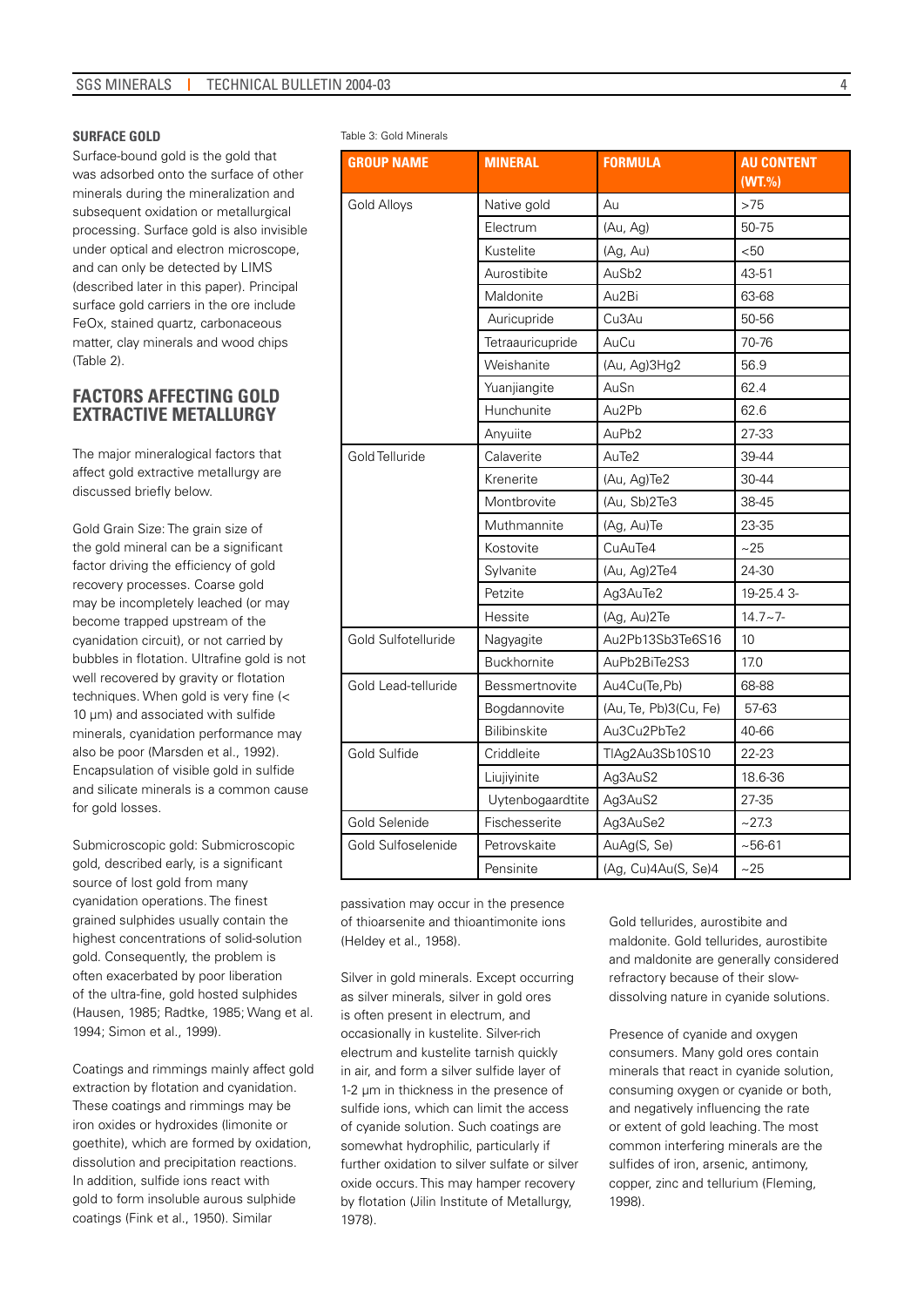### SURFACE GOLD

Surface-bound gold is the gold that was adsorbed onto the surface of other minerals during the mineralization and subsequent oxidation or metallurgical processing. Surface gold is also invisible under optical and electron microscope, and can only be detected by LIMS (described later in this paper). Principal surface gold carriers in the ore include FeOx, stained quartz, carbonaceous matter, clay minerals and wood chips (Table 2).

## FACTORS AFFECTING GOLD EXTRACTIVE METALLURGY

The major mineralogical factors that affect gold extractive metallurgy are discussed briefly below.

Gold Grain Size: The grain size of the gold mineral can be a significant factor driving the efficiency of gold recovery processes. Coarse gold may be incompletely leached (or may become trapped upstream of the cyanidation circuit), or not carried by bubbles in flotation. Ultrafine gold is not well recovered by gravity or flotation techniques. When gold is very fine (< 10 µm) and associated with sulfide minerals, cyanidation performance may also be poor (Marsden et al., 1992). Encapsulation of visible gold in sulfide and silicate minerals is a common cause for gold losses.

Submicroscopic gold: Submicroscopic gold, described early, is a significant source of lost gold from many cyanidation operations. The finest grained sulphides usually contain the highest concentrations of solid-solution gold. Consequently, the problem is often exacerbated by poor liberation of the ultra-fine, gold hosted sulphides (Hausen, 1985; Radtke, 1985; Wang et al. 1994; Simon et al., 1999).

Coatings and rimmings mainly affect gold extraction by flotation and cyanidation. These coatings and rimmings may be iron oxides or hydroxides (limonite or goethite), which are formed by oxidation, dissolution and precipitation reactions. In addition, sulfide ions react with gold to form insoluble aurous sulphide coatings (Fink et al., 1950). Similar passivation may occur in the presence of thioarsenite and thioantimonite ions (Heldey et al., 1958).

Table 3: Gold Minerals

| GROUP NAME | MINERAL | FORMULA | AU CONTENT (WT.%) |
|---|---|---|---|
| Gold Alloys | Native gold | Au | >75 |
| | Electrum | (Au, Ag) | 50-75 |
| | Kustelite | (Ag, Au) | <50 |
| | Aurostibite | $AuSb_2$ | 43-51 |
| | Maldonite | $Au_2Bi$ | 63-68 |
| | Auricupride | $Cu_3Au$ | 50-56 |
| | Tetraauricupride | AuCu | 70-76 |
| | Weishanite | $(Au, Ag)_3Hg_2$ | 56.9 |
| | Yuanjiangite | AuSn | 62.4 |
| | Hunchunite | $Au_2Pb$ | 62.6 |
| | Anyuiite | $AuPb_2$ | 27-33 |
| Gold Telluride | Calaverite | $AuTe_2$ | 39-44 |
| | Krenerite | $(Au, Ag)Te_2$ | 30-44 |
| | Montbrovite | $(Au, Sb)_2Te_3$ | 38-45 |
| | Muthmannite | (Ag, Au)Te | 23-35 |
| | Kostovite | $CuAuTe_4$ | ~25 |
| | Sylvanite | $(Au, Ag)_2Te_4$ | 24-30 |
| | Petzite | $Ag_3AuTe_2$ | 19-25.4 3- |
| | Hessite | $(Ag, Au)_2Te$ | 14.7~7- |
| Gold Sulfotelluride | Nagyagite | $Au_2Pb_{13}Sb_3Te_6S_{16}$ | 10 |
| | Buckhornite | $AuPb_2BiTe_2S_3$ | 17.0 |
| Gold Lead-telluride | Bessmertnovite | $Au_4Cu(Te,Pb)$ | 68-88 |
| | Bogdannovite | $(Au, Te, Pb)_3(Cu, Fe)$ | 57-63 |
| | Bilibinskite | $Au_3Cu_2PbTe_2$ | 40-66 |
| Gold Sulfide | Criddleite | $TlAg_2Au_3Sb_{10}S_{10}$ | 22-23 |
| | Liujiyinite | $Ag_3AuS_2$ | 18.6-36 |
| | Uytenbogaardtite | $Ag_3AuS_2$ | 27-35 |
| Gold Selenide | Fischesserite | $Ag_3AuSe_2$ | ~27.3 |
| Gold Sulfoselenide | Petrovskaite | AuAg(S, Se) | ~56-61 |
| | Pensinite | $(Ag, Cu)_4Au(S, Se)_4$ | ~25 |

Silver in gold minerals. Except occurring as silver minerals, silver in gold ores is often present in electrum, and occasionally in kustelite. Silver-rich electrum and kustelite tarnish quickly in air, and form a silver sulfide layer of 1-2 µm in thickness in the presence of sulfide ions, which can limit the access of cyanide solution. Such coatings are somewhat hydrophilic, particularly if further oxidation to silver sulfate or silver oxide occurs. This may hamper recovery by flotation (Jilin Institute of Metallurgy, 1978).

Gold tellurides, aurostibite and maldonite. Gold tellurides, aurostibite and maldonite are generally considered refractory because of their slow-dissolving nature in cyanide solutions.

Presence of cyanide and oxygen consumers. Many gold ores contain minerals that react in cyanide solution, consuming oxygen or cyanide or both, and negatively influencing the rate or extent of gold leaching. The most common interfering minerals are the sulfides of iron, arsenic, antimony, copper, zinc and tellurium (Fleming, 1998).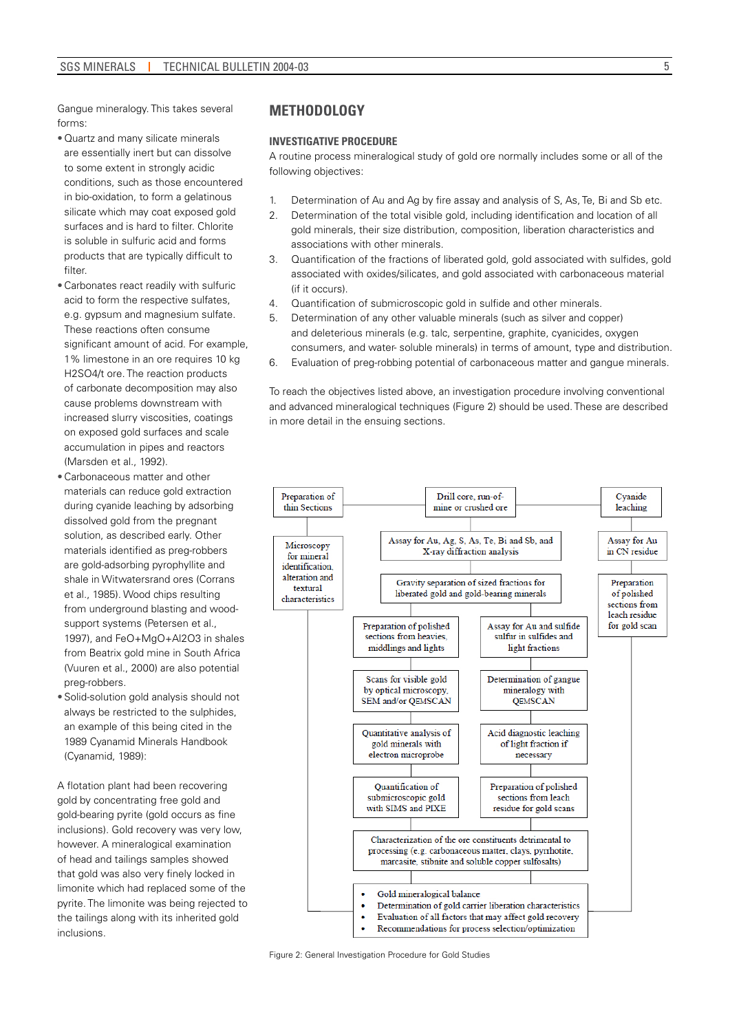Gangue mineralogy. This takes several forms:

- Quartz and many silicate minerals are essentially inert but can dissolve to some extent in strongly acidic conditions, such as those encountered in bio-oxidation, to form a gelatinous silicate which may coat exposed gold surfaces and is hard to filter. Chlorite is soluble in sulfuric acid and forms products that are typically difficult to filter.
- Carbonates react readily with sulfuric acid to form the respective sulfates, e.g. gypsum and magnesium sulfate. These reactions often consume significant amount of acid. For example, 1% limestone in an ore requires 10 kg $H_2SO_4$/t ore. The reaction products of carbonate decomposition may also cause problems downstream with increased slurry viscosities, coatings on exposed gold surfaces and scale accumulation in pipes and reactors (Marsden et al., 1992).
- Carbonaceous matter and other materials can reduce gold extraction during cyanide leaching by adsorbing dissolved gold from the pregnant solution, as described early. Other materials identified as preg-robbers are gold-adsorbing pyrophyllite and shale in Witwatersrand ores (Corrans et al., 1985). Wood chips resulting from underground blasting and wood-support systems (Petersen et al., 1997), and FeO+MgO+$Al_2O_3$ in shales from Beatrix gold mine in South Africa (Vuuren et al., 2000) are also potential preg-robbers.
- Solid-solution gold analysis should not always be restricted to the sulphides, an example of this being cited in the 1989 Cyanamid Minerals Handbook (Cyanamid, 1989):

A flotation plant had been recovering gold by concentrating free gold and gold-bearing pyrite (gold occurs as fine inclusions). Gold recovery was very low, however. A mineralogical examination of head and tailings samples showed that gold was also very finely locked in limonite which had replaced some of the pyrite. The limonite was being rejected to the tailings along with its inherited gold inclusions.

## METHODOLOGY

### INVESTIGATIVE PROCEDURE

A routine process mineralogical study of gold ore normally includes some or all of the following objectives:

1. Determination of Au and Ag by fire assay and analysis of S, As, Te, Bi and Sb etc.
2. Determination of the total visible gold, including identification and location of all gold minerals, their size distribution, composition, liberation characteristics and associations with other minerals.
3. Quantification of the fractions of liberated gold, gold associated with sulfides, gold associated with oxides/silicates, and gold associated with carbonaceous material (if it occurs).
4. Quantification of submicroscopic gold in sulfide and other minerals.
5. Determination of any other valuable minerals (such as silver and copper) and deleterious minerals (e.g. talc, serpentine, graphite, cyanicides, oxygen consumers, and water- soluble minerals) in terms of amount, type and distribution.
6. Evaluation of preg-robbing potential of carbonaceous matter and gangue minerals.

To reach the objectives listed above, an investigation procedure involving conventional and advanced mineralogical techniques (Figure 2) should be used. These are described in more detail in the ensuing sections.

Drill core, run-of-mine or crushed ore

- Preparation of thin Sections
  - Microscopy for mineral identification, alteration and textural characteristics
- Assay for Au, Ag, S, As, Te, Bi and Sb, and X-ray diffraction analysis
  - Gravity separation of sized fractions for liberated gold and gold-bearing minerals
    - Preparation of polished sections from heavies, middlings and lights
      - Scans for visible gold by optical microscopy, SEM and/or QEMSCAN
      - Quantitative analysis of gold minerals with electron microprobe
      - Quantification of submicroscopic gold with SIMS and PIXE
    - Assay for Au and sulfide sulfur in sulfides and light fractions
      - Determination of gangue mineralogy with QEMSCAN
      - Acid diagnostic leaching of light fraction if necessary
      - Preparation of polished sections from leach residue for gold scans
  - Characterization of the ore constituents detrimental to processing (e.g. carbonaceous matter, clays, pyrrhotite, marcasite, stibnite and soluble copper sulfosalts)
- Cyanide leaching
  - Assay for Au in CN residue
  - Preparation of polished sections from leach residue for gold scan

Final outputs:

- Gold mineralogical balance
- Determination of gold carrier liberation characteristics
- Evaluation of all factors that may affect gold recovery
- Recommendations for process selection/optimization

Figure 2: General Investigation Procedure for Gold Studies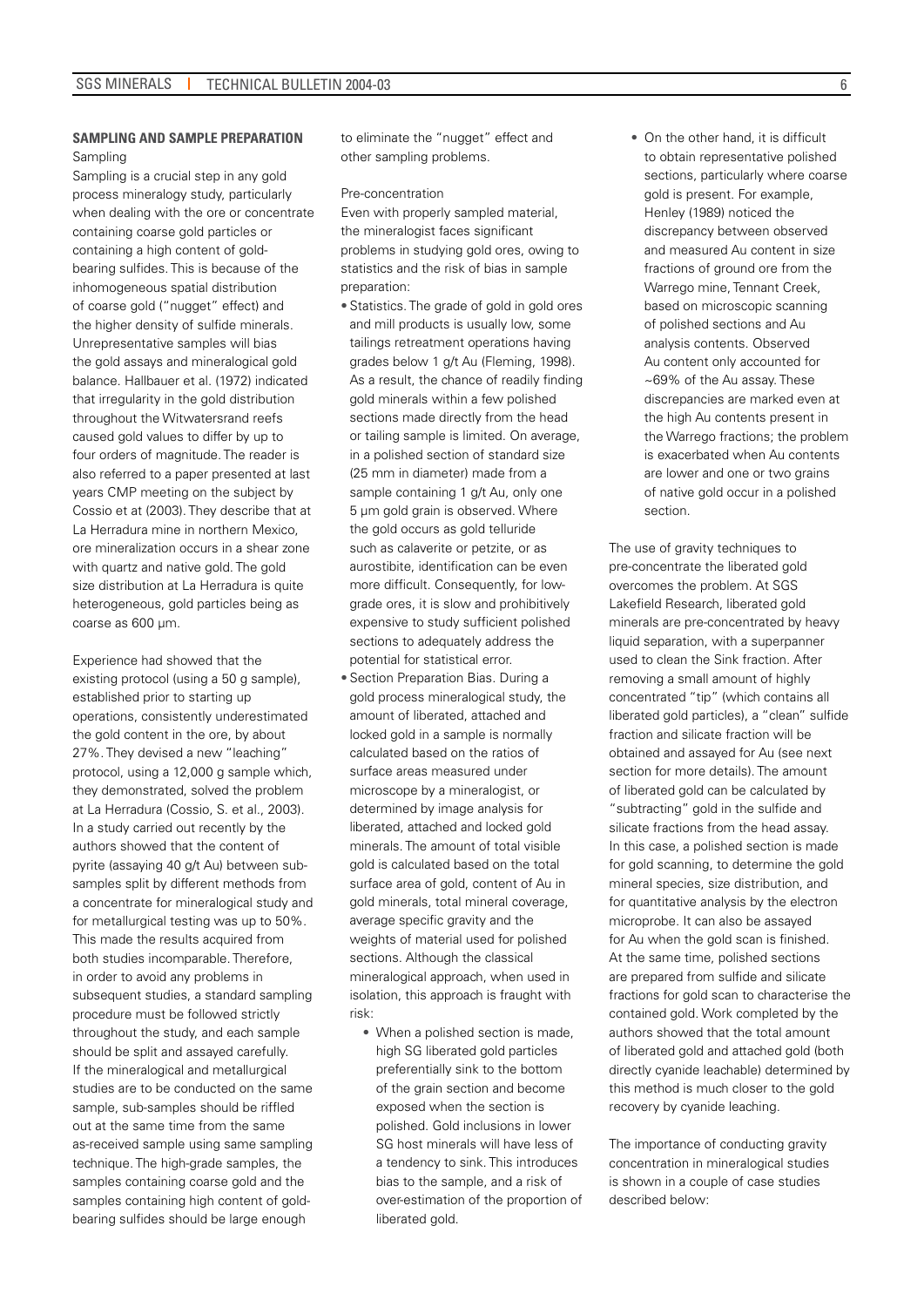## SAMPLING AND SAMPLE PREPARATION

### Sampling

Sampling is a crucial step in any gold process mineralogy study, particularly when dealing with the ore or concentrate containing coarse gold particles or containing a high content of gold-bearing sulfides. This is because of the inhomogeneous spatial distribution of coarse gold ("nugget" effect) and the higher density of sulfide minerals. Unrepresentative samples will bias the gold assays and mineralogical gold balance. Hallbauer et al. (1972) indicated that irregularity in the gold distribution throughout the Witwatersrand reefs caused gold values to differ by up to four orders of magnitude. The reader is also referred to a paper presented at last years CMP meeting on the subject by Cossio et at (2003). They describe that at La Herradura mine in northern Mexico, ore mineralization occurs in a shear zone with quartz and native gold. The gold size distribution at La Herradura is quite heterogeneous, gold particles being as coarse as 600 µm.

Experience had showed that the existing protocol (using a 50 g sample), established prior to starting up operations, consistently underestimated the gold content in the ore, by about 27%. They devised a new "leaching" protocol, using a 12,000 g sample which, they demonstrated, solved the problem at La Herradura (Cossio, S. et al., 2003). In a study carried out recently by the authors showed that the content of pyrite (assaying 40 g/t Au) between sub-samples split by different methods from a concentrate for mineralogical study and for metallurgical testing was up to 50%. This made the results acquired from both studies incomparable. Therefore, in order to avoid any problems in subsequent studies, a standard sampling procedure must be followed strictly throughout the study, and each sample should be split and assayed carefully. If the mineralogical and metallurgical studies are to be conducted on the same sample, sub-samples should be riffled out at the same time from the same as-received sample using same sampling technique. The high-grade samples, the samples containing coarse gold and the samples containing high content of gold-bearing sulfides should be large enough to eliminate the "nugget" effect and other sampling problems.

### Pre-concentration

Even with properly sampled material, the mineralogist faces significant problems in studying gold ores, owing to statistics and the risk of bias in sample preparation:

- Statistics. The grade of gold in gold ores and mill products is usually low, some tailings retreatment operations having grades below 1 g/t Au (Fleming, 1998). As a result, the chance of readily finding gold minerals within a few polished sections made directly from the head or tailing sample is limited. On average, in a polished section of standard size (25 mm in diameter) made from a sample containing 1 g/t Au, only one 5 µm gold grain is observed. Where the gold occurs as gold telluride such as calaverite or petzite, or as aurostibite, identification can be even more difficult. Consequently, for low-grade ores, it is slow and prohibitively expensive to study sufficient polished sections to adequately address the potential for statistical error.
- Section Preparation Bias. During a gold process mineralogical study, the amount of liberated, attached and locked gold in a sample is normally calculated based on the ratios of surface areas measured under microscope by a mineralogist, or determined by image analysis for liberated, attached and locked gold minerals. The amount of total visible gold is calculated based on the total surface area of gold, content of Au in gold minerals, total mineral coverage, average specific gravity and the weights of material used for polished sections. Although the classical mineralogical approach, when used in isolation, this approach is fraught with risk:
    - When a polished section is made, high SG liberated gold particles preferentially sink to the bottom of the grain section and become exposed when the section is polished. Gold inclusions in lower SG host minerals will have less of a tendency to sink. This introduces bias to the sample, and a risk of over-estimation of the proportion of liberated gold.
    - On the other hand, it is difficult to obtain representative polished sections, particularly where coarse gold is present. For example, Henley (1989) noticed the discrepancy between observed and measured Au content in size fractions of ground ore from the Warrego mine, Tennant Creek, based on microscopic scanning of polished sections and Au analysis contents. Observed Au content only accounted for ~69% of the Au assay. These discrepancies are marked even at the high Au contents present in the Warrego fractions; the problem is exacerbated when Au contents are lower and one or two grains of native gold occur in a polished section.

The use of gravity techniques to pre-concentrate the liberated gold overcomes the problem. At SGS Lakefield Research, liberated gold minerals are pre-concentrated by heavy liquid separation, with a superpanner used to clean the Sink fraction. After removing a small amount of highly concentrated "tip" (which contains all liberated gold particles), a "clean" sulfide fraction and silicate fraction will be obtained and assayed for Au (see next section for more details). The amount of liberated gold can be calculated by "subtracting" gold in the sulfide and silicate fractions from the head assay. In this case, a polished section is made for gold scanning, to determine the gold mineral species, size distribution, and for quantitative analysis by the electron microprobe. It can also be assayed for Au when the gold scan is finished. At the same time, polished sections are prepared from sulfide and silicate fractions for gold scan to characterise the contained gold. Work completed by the authors showed that the total amount of liberated gold and attached gold (both directly cyanide leachable) determined by this method is much closer to the gold recovery by cyanide leaching.

The importance of conducting gravity concentration in mineralogical studies is shown in a couple of case studies described below: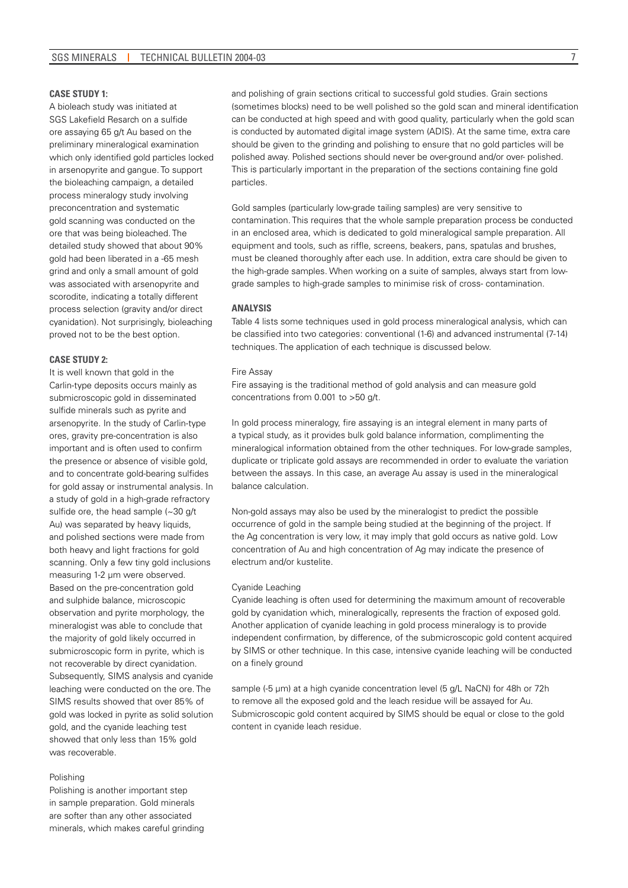**CASE STUDY 1:**

A bioleach study was initiated at SGS Lakefield Resarch on a sulfide ore assaying 65 g/t Au based on the preliminary mineralogical examination which only identified gold particles locked in arsenopyrite and gangue. To support the bioleaching campaign, a detailed process mineralogy study involving preconcentration and systematic gold scanning was conducted on the ore that was being bioleached. The detailed study showed that about 90% gold had been liberated in a -65 mesh grind and only a small amount of gold was associated with arsenopyrite and scorodite, indicating a totally different process selection (gravity and/or direct cyanidation). Not surprisingly, bioleaching proved not to be the best option.

**CASE STUDY 2:**

It is well known that gold in the Carlin-type deposits occurs mainly as submicroscopic gold in disseminated sulfide minerals such as pyrite and arsenopyrite. In the study of Carlin-type ores, gravity pre-concentration is also important and is often used to confirm the presence or absence of visible gold, and to concentrate gold-bearing sulfides for gold assay or instrumental analysis. In a study of gold in a high-grade refractory sulfide ore, the head sample (~30 g/t Au) was separated by heavy liquids, and polished sections were made from both heavy and light fractions for gold scanning. Only a few tiny gold inclusions measuring 1-2 μm were observed. Based on the pre-concentration gold and sulphide balance, microscopic observation and pyrite morphology, the mineralogist was able to conclude that the majority of gold likely occurred in submicroscopic form in pyrite, which is not recoverable by direct cyanidation. Subsequently, SIMS analysis and cyanide leaching were conducted on the ore. The SIMS results showed that over 85% of gold was locked in pyrite as solid solution gold, and the cyanide leaching test showed that only less than 15% gold was recoverable.

Polishing

Polishing is another important step in sample preparation. Gold minerals are softer than any other associated minerals, which makes careful grinding and polishing of grain sections critical to successful gold studies. Grain sections (sometimes blocks) need to be well polished so the gold scan and mineral identification can be conducted at high speed and with good quality, particularly when the gold scan is conducted by automated digital image system (ADIS). At the same time, extra care should be given to the grinding and polishing to ensure that no gold particles will be polished away. Polished sections should never be over-ground and/or over- polished. This is particularly important in the preparation of the sections containing fine gold particles.

Gold samples (particularly low-grade tailing samples) are very sensitive to contamination. This requires that the whole sample preparation process be conducted in an enclosed area, which is dedicated to gold mineralogical sample preparation. All equipment and tools, such as riffle, screens, beakers, pans, spatulas and brushes, must be cleaned thoroughly after each use. In addition, extra care should be given to the high-grade samples. When working on a suite of samples, always start from low-grade samples to high-grade samples to minimise risk of cross- contamination.

**ANALYSIS**

Table 4 lists some techniques used in gold process mineralogical analysis, which can be classified into two categories: conventional (1-6) and advanced instrumental (7-14) techniques. The application of each technique is discussed below.

Fire Assay

Fire assaying is the traditional method of gold analysis and can measure gold concentrations from 0.001 to >50 g/t.

In gold process mineralogy, fire assaying is an integral element in many parts of a typical study, as it provides bulk gold balance information, complimenting the mineralogical information obtained from the other techniques. For low-grade samples, duplicate or triplicate gold assays are recommended in order to evaluate the variation between the assays. In this case, an average Au assay is used in the mineralogical balance calculation.

Non-gold assays may also be used by the mineralogist to predict the possible occurrence of gold in the sample being studied at the beginning of the project. If the Ag concentration is very low, it may imply that gold occurs as native gold. Low concentration of Au and high concentration of Ag may indicate the presence of electrum and/or kustelite.

Cyanide Leaching

Cyanide leaching is often used for determining the maximum amount of recoverable gold by cyanidation which, mineralogically, represents the fraction of exposed gold. Another application of cyanide leaching in gold process mineralogy is to provide independent confirmation, by difference, of the submicroscopic gold content acquired by SIMS or other technique. In this case, intensive cyanide leaching will be conducted on a finely ground sample (-5 μm) at a high cyanide concentration level (5 g/L NaCN) for 48h or 72h to remove all the exposed gold and the leach residue will be assayed for Au. Submicroscopic gold content acquired by SIMS should be equal or close to the gold content in cyanide leach residue.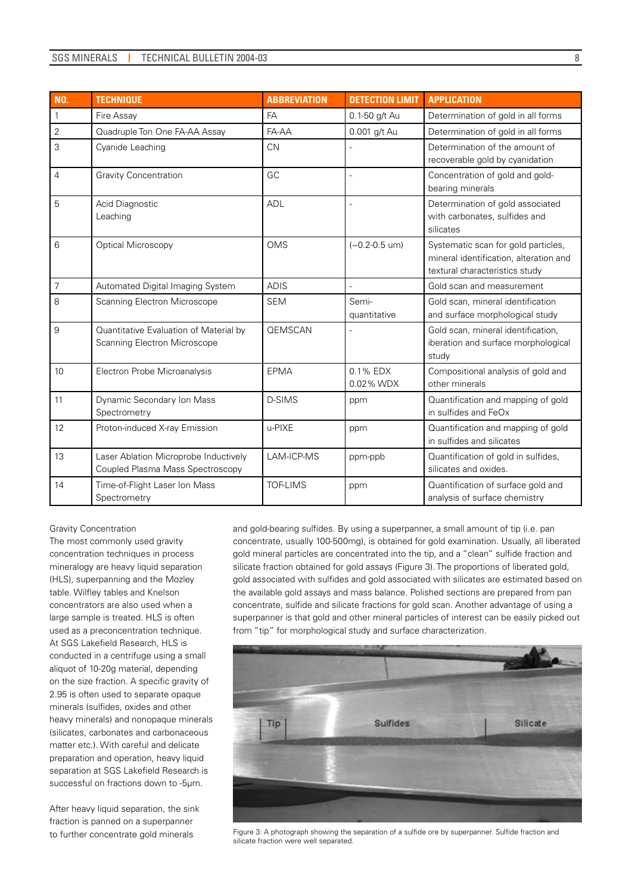| NO. | TECHNIQUE | ABBREVIATION | DETECTION LIMIT | APPLICATION |
|---|---|---|---|---|
| 1 | Fire Assay | FA | 0.1-50 g/t Au | Determination of gold in all forms |
| 2 | Quadruple Ton One FA-AA Assay | FA-AA | 0.001 g/t Au | Determination of gold in all forms |
| 3 | Cyanide Leaching | CN | - | Determination of the amount of recoverable gold by cyanidation |
| 4 | Gravity Concentration | GC | - | Concentration of gold and gold-bearing minerals |
| 5 | Acid Diagnostic Leaching | ADL | - | Determination of gold associated with carbonates, sulfides and silicates |
| 6 | Optical Microscopy | OMS | (~0.2-0.5 um) | Systematic scan for gold particles, mineral identification, alteration and textural characteristics study |
| 7 | Automated Digital Imaging System | ADIS | - | Gold scan and measurement |
| 8 | Scanning Electron Microscope | SEM | Semi-quantitative | Gold scan, mineral identification and surface morphological study |
| 9 | Quantitative Evaluation of Material by Scanning Electron Microscope | QEMSCAN | - | Gold scan, mineral identification, iberation and surface morphological study |
| 10 | Electron Probe Microanalysis | EPMA | 0.1% EDX 0.02% WDX | Compositional analysis of gold and other minerals |
| 11 | Dynamic Secondary Ion Mass Spectrometry | D-SIMS | ppm | Quantification and mapping of gold in sulfides and FeOx |
| 12 | Proton-induced X-ray Emission | u-PIXE | ppm | Quantification and mapping of gold in sulfides and silicates |
| 13 | Laser Ablation Microprobe Inductively Coupled Plasma Mass Spectroscopy | LAM-ICP-MS | ppm-ppb | Quantification of gold in sulfides, silicates and oxides. |
| 14 | Time-of-Flight Laser Ion Mass Spectrometry | TOF-LIMS | ppm | Quantification of surface gold and analysis of surface chemistry |

Gravity Concentration

The most commonly used gravity concentration techniques in process mineralogy are heavy liquid separation (HLS), superpanning and the Mozley table. Wilfley tables and Knelson concentrators are also used when a large sample is treated. HLS is often used as a preconcentration technique. At SGS Lakefield Research, HLS is conducted in a centrifuge using a small aliquot of 10-20g material, depending on the size fraction. A specific gravity of 2.95 is often used to separate opaque minerals (sulfides, oxides and other heavy minerals) and nonopaque minerals (silicates, carbonates and carbonaceous matter etc.). With careful and delicate preparation and operation, heavy liquid separation at SGS Lakefield Research is successful on fractions down to -5µm.

After heavy liquid separation, the sink fraction is panned on a superpanner to further concentrate gold minerals and gold-bearing sulfides. By using a superpanner, a small amount of tip (i.e. pan concentrate, usually 100-500mg), is obtained for gold examination. Usually, all liberated gold mineral particles are concentrated into the tip, and a "clean" sulfide fraction and silicate fraction obtained for gold assays (Figure 3). The proportions of liberated gold, gold associated with sulfides and gold associated with silicates are estimated based on the available gold assays and mass balance. Polished sections are prepared from pan concentrate, sulfide and silicate fractions for gold scan. Another advantage of using a superpanner is that gold and other mineral particles of interest can be easily picked out from "tip" for morphological study and surface characterization.

Figure 3: A photograph showing the separation of a sulfide ore by superpanner. Sulfide fraction and silicate fraction were well separated.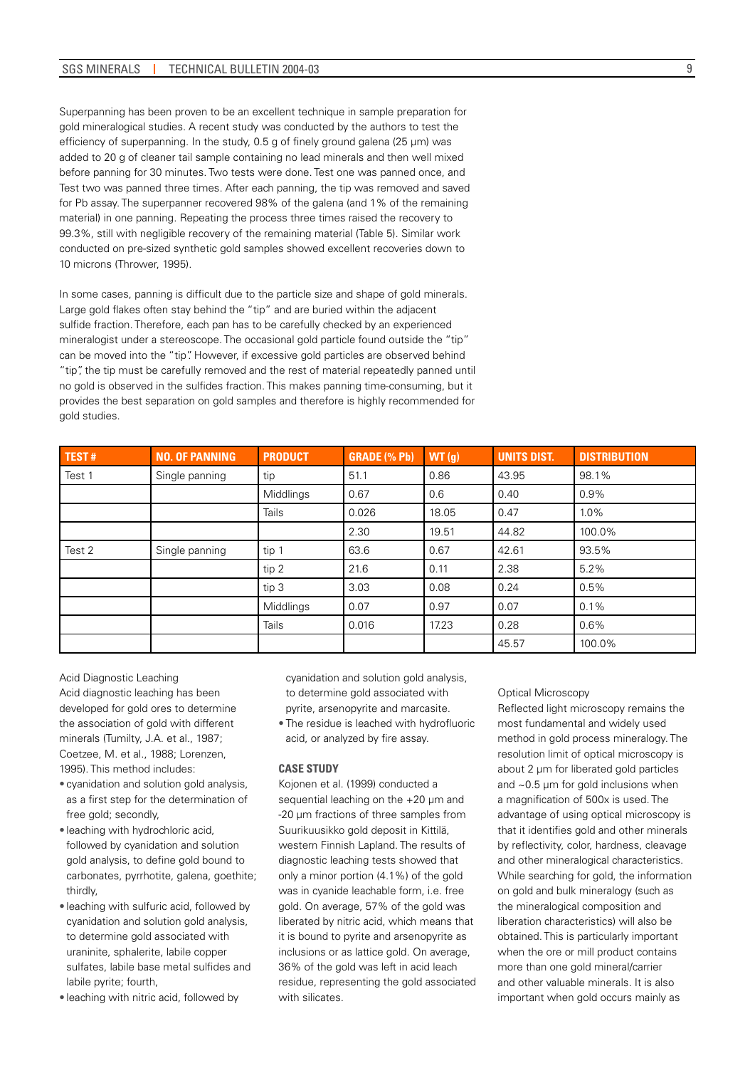Superpanning has been proven to be an excellent technique in sample preparation for gold mineralogical studies. A recent study was conducted by the authors to test the efficiency of superpanning. In the study, 0.5 g of finely ground galena (25 μm) was added to 20 g of cleaner tail sample containing no lead minerals and then well mixed before panning for 30 minutes. Two tests were done. Test one was panned once, and Test two was panned three times. After each panning, the tip was removed and saved for Pb assay. The superpanner recovered 98% of the galena (and 1% of the remaining material) in one panning. Repeating the process three times raised the recovery to 99.3%, still with negligible recovery of the remaining material (Table 5). Similar work conducted on pre-sized synthetic gold samples showed excellent recoveries down to 10 microns (Thrower, 1995).

In some cases, panning is difficult due to the particle size and shape of gold minerals. Large gold flakes often stay behind the "tip" and are buried within the adjacent sulfide fraction. Therefore, each pan has to be carefully checked by an experienced mineralogist under a stereoscope. The occasional gold particle found outside the "tip" can be moved into the "tip". However, if excessive gold particles are observed behind "tip", the tip must be carefully removed and the rest of material repeatedly panned until no gold is observed in the sulfides fraction. This makes panning time-consuming, but it provides the best separation on gold samples and therefore is highly recommended for gold studies.

| TEST # | NO. OF PANNING | PRODUCT | GRADE (% Pb) | WT (g) | UNITS DIST. | DISTRIBUTION |
|---|---|---|---|---|---|---|
| Test 1 | Single panning | tip | 51.1 | 0.86 | 43.95 | 98.1% |
| | | Middlings | 0.67 | 0.6 | 0.40 | 0.9% |
| | | Tails | 0.026 | 18.05 | 0.47 | 1.0% |
| | | | 2.30 | 19.51 | 44.82 | 100.0% |
| Test 2 | Single panning | tip 1 | 63.6 | 0.67 | 42.61 | 93.5% |
| | | tip 2 | 21.6 | 0.11 | 2.38 | 5.2% |
| | | tip 3 | 3.03 | 0.08 | 0.24 | 0.5% |
| | | Middlings | 0.07 | 0.97 | 0.07 | 0.1% |
| | | Tails | 0.016 | 17.23 | 0.28 | 0.6% |
| | | | | | 45.57 | 100.0% |

Acid Diagnostic Leaching

Acid diagnostic leaching has been developed for gold ores to determine the association of gold with different minerals (Tumilty, J.A. et al., 1987; Coetzee, M. et al., 1988; Lorenzen, 1995). This method includes:

- cyanidation and solution gold analysis, as a first step for the determination of free gold; secondly,
- leaching with hydrochloric acid, followed by cyanidation and solution gold analysis, to define gold bound to carbonates, pyrrhotite, galena, goethite; thirdly,
- leaching with sulfuric acid, followed by cyanidation and solution gold analysis, to determine gold associated with uraninite, sphalerite, labile copper sulfates, labile base metal sulfides and labile pyrite; fourth,
- leaching with nitric acid, followed by cyanidation and solution gold analysis, to determine gold associated with pyrite, arsenopyrite and marcasite.
- The residue is leached with hydrofluoric acid, or analyzed by fire assay.

**CASE STUDY**

Kojonen et al. (1999) conducted a sequential leaching on the +20 μm and -20 μm fractions of three samples from Suurikuusikko gold deposit in Kittilä, western Finnish Lapland. The results of diagnostic leaching tests showed that only a minor portion (4.1%) of the gold was in cyanide leachable form, i.e. free gold. On average, 57% of the gold was liberated by nitric acid, which means that it is bound to pyrite and arsenopyrite as inclusions or as lattice gold. On average, 36% of the gold was left in acid leach residue, representing the gold associated with silicates.

Optical Microscopy

Reflected light microscopy remains the most fundamental and widely used method in gold process mineralogy. The resolution limit of optical microscopy is about 2 μm for liberated gold particles and ~0.5 μm for gold inclusions when a magnification of 500x is used. The advantage of using optical microscopy is that it identifies gold and other minerals by reflectivity, color, hardness, cleavage and other mineralogical characteristics. While searching for gold, the information on gold and bulk mineralogy (such as the mineralogical composition and liberation characteristics) will also be obtained. This is particularly important when the ore or mill product contains more than one gold mineral/carrier and other valuable minerals. It is also important when gold occurs mainly as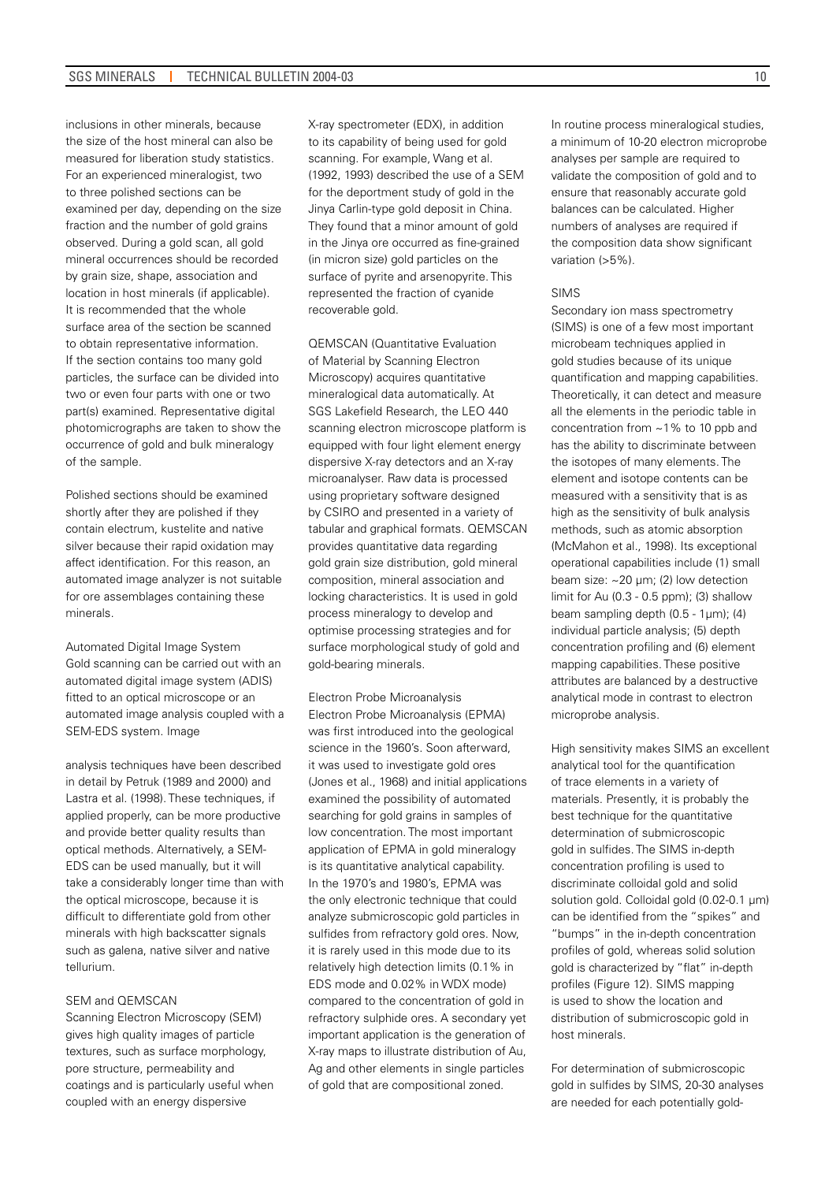inclusions in other minerals, because the size of the host mineral can also be measured for liberation study statistics. For an experienced mineralogist, two to three polished sections can be examined per day, depending on the size fraction and the number of gold grains observed. During a gold scan, all gold mineral occurrences should be recorded by grain size, shape, association and location in host minerals (if applicable). It is recommended that the whole surface area of the section be scanned to obtain representative information. If the section contains too many gold particles, the surface can be divided into two or even four parts with one or two part(s) examined. Representative digital photomicrographs are taken to show the occurrence of gold and bulk mineralogy of the sample.

Polished sections should be examined shortly after they are polished if they contain electrum, kustelite and native silver because their rapid oxidation may affect identification. For this reason, an automated image analyzer is not suitable for ore assemblages containing these minerals.

### Automated Digital Image System

Gold scanning can be carried out with an automated digital image system (ADIS) fitted to an optical microscope or an automated image analysis coupled with a SEM-EDS system. Image analysis techniques have been described in detail by Petruk (1989 and 2000) and Lastra et al. (1998). These techniques, if applied properly, can be more productive and provide better quality results than optical methods. Alternatively, a SEM-EDS can be used manually, but it will take a considerably longer time than with the optical microscope, because it is difficult to differentiate gold from other minerals with high backscatter signals such as galena, native silver and native tellurium.

### SEM and QEMSCAN

Scanning Electron Microscopy (SEM) gives high quality images of particle textures, such as surface morphology, pore structure, permeability and coatings and is particularly useful when coupled with an energy dispersive X-ray spectrometer (EDX), in addition to its capability of being used for gold scanning. For example, Wang et al. (1992, 1993) described the use of a SEM for the deportment study of gold in the Jinya Carlin-type gold deposit in China. They found that a minor amount of gold in the Jinya ore occurred as fine-grained (in micron size) gold particles on the surface of pyrite and arsenopyrite. This represented the fraction of cyanide recoverable gold.

QEMSCAN (Quantitative Evaluation of Material by Scanning Electron Microscopy) acquires quantitative mineralogical data automatically. At SGS Lakefield Research, the LEO 440 scanning electron microscope platform is equipped with four light element energy dispersive X-ray detectors and an X-ray microanalyser. Raw data is processed using proprietary software designed by CSIRO and presented in a variety of tabular and graphical formats. QEMSCAN provides quantitative data regarding gold grain size distribution, gold mineral composition, mineral association and locking characteristics. It is used in gold process mineralogy to develop and optimise processing strategies and for surface morphological study of gold and gold-bearing minerals.

### Electron Probe Microanalysis

Electron Probe Microanalysis (EPMA) was first introduced into the geological science in the 1960's. Soon afterward, it was used to investigate gold ores (Jones et al., 1968) and initial applications examined the possibility of automated searching for gold grains in samples of low concentration. The most important application of EPMA in gold mineralogy is its quantitative analytical capability. In the 1970's and 1980's, EPMA was the only electronic technique that could analyze submicroscopic gold particles in sulfides from refractory gold ores. Now, it is rarely used in this mode due to its relatively high detection limits (0.1% in EDS mode and 0.02% in WDX mode) compared to the concentration of gold in refractory sulphide ores. A secondary yet important application is the generation of X-ray maps to illustrate distribution of Au, Ag and other elements in single particles of gold that are compositional zoned.

In routine process mineralogical studies, a minimum of 10-20 electron microprobe analyses per sample are required to validate the composition of gold and to ensure that reasonably accurate gold balances can be calculated. Higher numbers of analyses are required if the composition data show significant variation (>5%).

### SIMS

Secondary ion mass spectrometry (SIMS) is one of a few most important microbeam techniques applied in gold studies because of its unique quantification and mapping capabilities. Theoretically, it can detect and measure all the elements in the periodic table in concentration from ~1% to 10 ppb and has the ability to discriminate between the isotopes of many elements. The element and isotope contents can be measured with a sensitivity that is as high as the sensitivity of bulk analysis methods, such as atomic absorption (McMahon et al., 1998). Its exceptional operational capabilities include (1) small beam size: ~20 µm; (2) low detection limit for Au (0.3 - 0.5 ppm); (3) shallow beam sampling depth (0.5 - 1µm); (4) individual particle analysis; (5) depth concentration profiling and (6) element mapping capabilities. These positive attributes are balanced by a destructive analytical mode in contrast to electron microprobe analysis.

High sensitivity makes SIMS an excellent analytical tool for the quantification of trace elements in a variety of materials. Presently, it is probably the best technique for the quantitative determination of submicroscopic gold in sulfides. The SIMS in-depth concentration profiling is used to discriminate colloidal gold and solid solution gold. Colloidal gold (0.02-0.1 µm) can be identified from the "spikes" and "bumps" in the in-depth concentration profiles of gold, whereas solid solution gold is characterized by "flat" in-depth profiles (Figure 12). SIMS mapping is used to show the location and distribution of submicroscopic gold in host minerals.

For determination of submicroscopic gold in sulfides by SIMS, 20-30 analyses are needed for each potentially gold-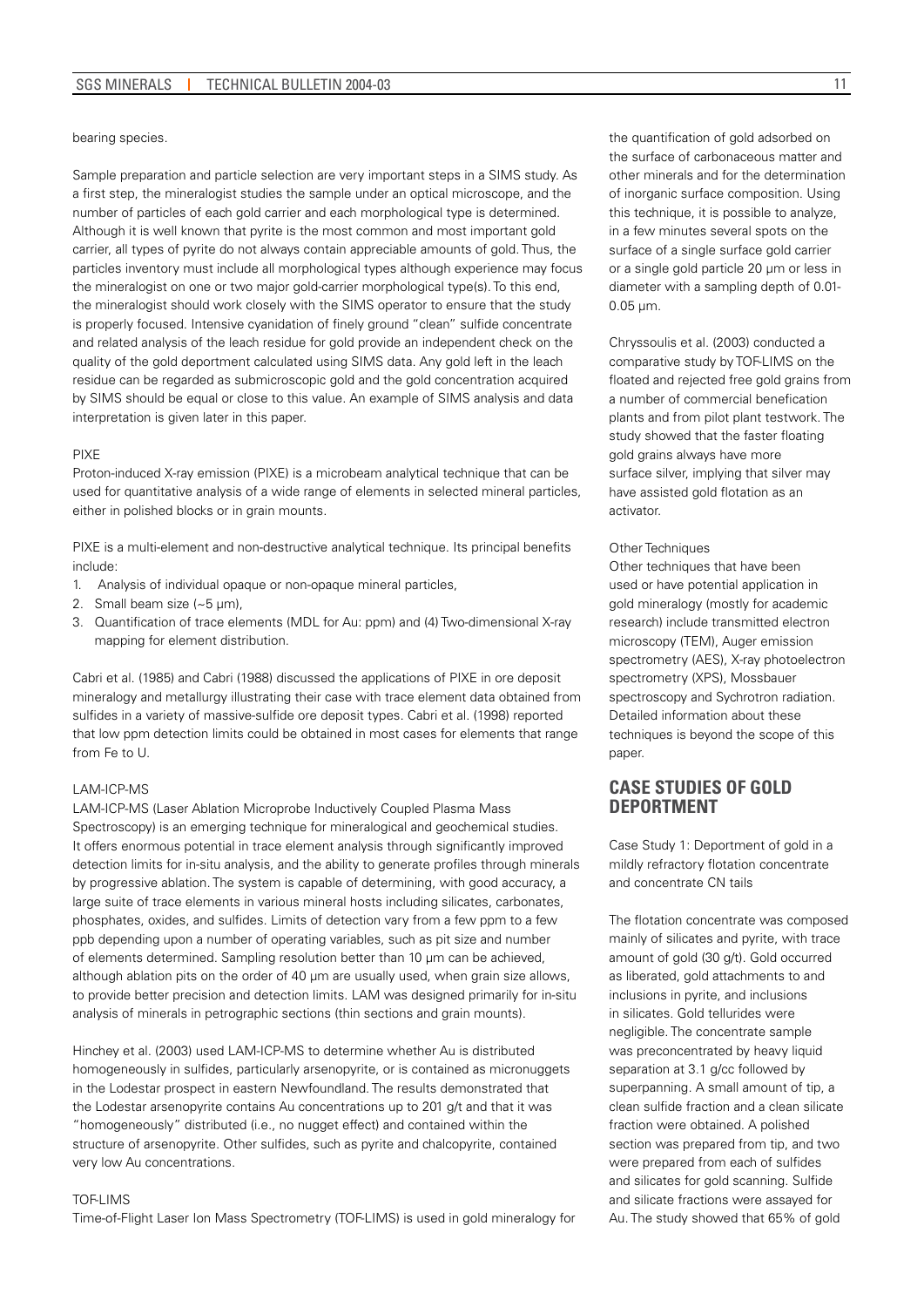bearing species.

Sample preparation and particle selection are very important steps in a SIMS study. As a first step, the mineralogist studies the sample under an optical microscope, and the number of particles of each gold carrier and each morphological type is determined. Although it is well known that pyrite is the most common and most important gold carrier, all types of pyrite do not always contain appreciable amounts of gold. Thus, the particles inventory must include all morphological types although experience may focus the mineralogist on one or two major gold-carrier morphological type(s). To this end, the mineralogist should work closely with the SIMS operator to ensure that the study is properly focused. Intensive cyanidation of finely ground "clean" sulfide concentrate and related analysis of the leach residue for gold provide an independent check on the quality of the gold deportment calculated using SIMS data. Any gold left in the leach residue can be regarded as submicroscopic gold and the gold concentration acquired by SIMS should be equal or close to this value. An example of SIMS analysis and data interpretation is given later in this paper.

PIXE

Proton-induced X-ray emission (PIXE) is a microbeam analytical technique that can be used for quantitative analysis of a wide range of elements in selected mineral particles, either in polished blocks or in grain mounts.

PIXE is a multi-element and non-destructive analytical technique. Its principal benefits include:

1. Analysis of individual opaque or non-opaque mineral particles,
2. Small beam size (~5 µm),
3. Quantification of trace elements (MDL for Au: ppm) and (4) Two-dimensional X-ray mapping for element distribution.

Cabri et al. (1985) and Cabri (1988) discussed the applications of PIXE in ore deposit mineralogy and metallurgy illustrating their case with trace element data obtained from sulfides in a variety of massive-sulfide ore deposit types. Cabri et al. (1998) reported that low ppm detection limits could be obtained in most cases for elements that range from Fe to U.

LAM-ICP-MS

LAM-ICP-MS (Laser Ablation Microprobe Inductively Coupled Plasma Mass Spectroscopy) is an emerging technique for mineralogical and geochemical studies. It offers enormous potential in trace element analysis through significantly improved detection limits for in-situ analysis, and the ability to generate profiles through minerals by progressive ablation. The system is capable of determining, with good accuracy, a large suite of trace elements in various mineral hosts including silicates, carbonates, phosphates, oxides, and sulfides. Limits of detection vary from a few ppm to a few ppb depending upon a number of operating variables, such as pit size and number of elements determined. Sampling resolution better than 10 µm can be achieved, although ablation pits on the order of 40 µm are usually used, when grain size allows, to provide better precision and detection limits. LAM was designed primarily for in-situ analysis of minerals in petrographic sections (thin sections and grain mounts).

Hinchey et al. (2003) used LAM-ICP-MS to determine whether Au is distributed homogeneously in sulfides, particularly arsenopyrite, or is contained as micronuggets in the Lodestar prospect in eastern Newfoundland. The results demonstrated that the Lodestar arsenopyrite contains Au concentrations up to 201 g/t and that it was "homogeneously" distributed (i.e., no nugget effect) and contained within the structure of arsenopyrite. Other sulfides, such as pyrite and chalcopyrite, contained very low Au concentrations.

TOF-LIMS

Time-of-Flight Laser Ion Mass Spectrometry (TOF-LIMS) is used in gold mineralogy for the quantification of gold adsorbed on the surface of carbonaceous matter and other minerals and for the determination of inorganic surface composition. Using this technique, it is possible to analyze, in a few minutes several spots on the surface of a single surface gold carrier or a single gold particle 20 µm or less in diameter with a sampling depth of 0.01-0.05 µm.

Chryssoulis et al. (2003) conducted a comparative study by TOF-LIMS on the floated and rejected free gold grains from a number of commercial benefication plants and from pilot plant testwork. The study showed that the faster floating gold grains always have more surface silver, implying that silver may have assisted gold flotation as an activator.

Other Techniques

Other techniques that have been used or have potential application in gold mineralogy (mostly for academic research) include transmitted electron microscopy (TEM), Auger emission spectrometry (AES), X-ray photoelectron spectrometry (XPS), Mossbauer spectroscopy and Sychrotron radiation. Detailed information about these techniques is beyond the scope of this paper.

## CASE STUDIES OF GOLD DEPORTMENT

Case Study 1: Deportment of gold in a mildly refractory flotation concentrate and concentrate CN tails

The flotation concentrate was composed mainly of silicates and pyrite, with trace amount of gold (30 g/t). Gold occurred as liberated, gold attachments to and inclusions in pyrite, and inclusions in silicates. Gold tellurides were negligible. The concentrate sample was preconcentrated by heavy liquid separation at 3.1 g/cc followed by superpanning. A small amount of tip, a clean sulfide fraction and a clean silicate fraction were obtained. A polished section was prepared from tip, and two were prepared from each of sulfides and silicates for gold scanning. Sulfide and silicate fractions were assayed for Au. The study showed that 65% of gold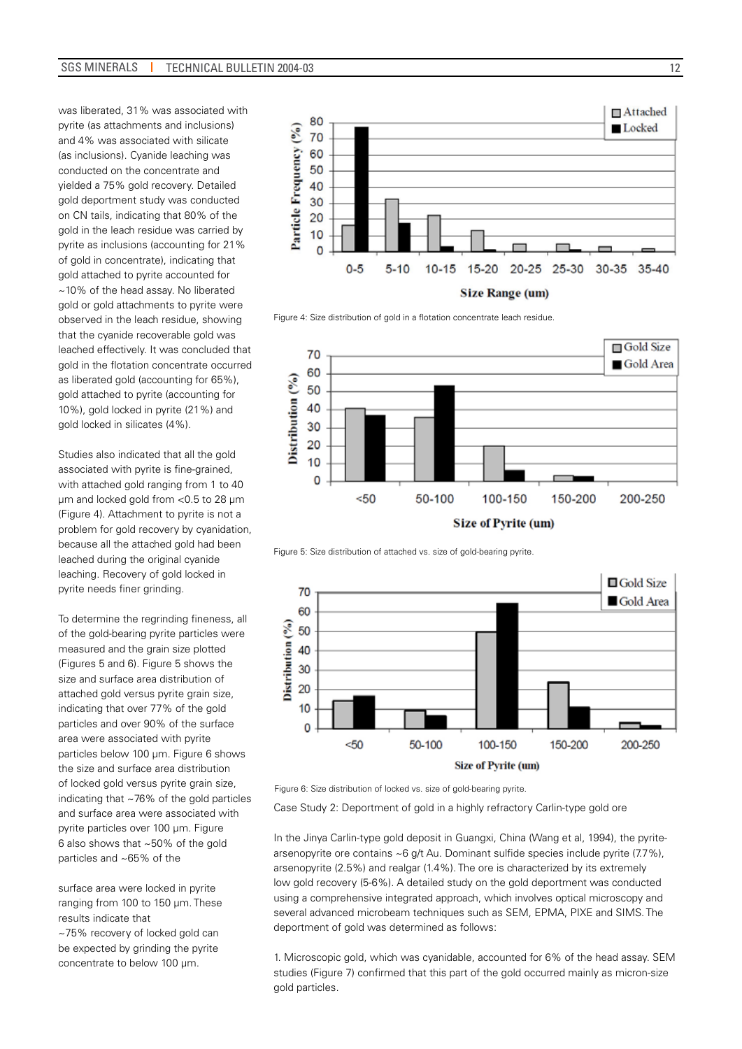was liberated, 31% was associated with pyrite (as attachments and inclusions) and 4% was associated with silicate (as inclusions). Cyanide leaching was conducted on the concentrate and yielded a 75% gold recovery. Detailed gold deportment study was conducted on CN tails, indicating that 80% of the gold in the leach residue was carried by pyrite as inclusions (accounting for 21% of gold in concentrate), indicating that gold attached to pyrite accounted for ~10% of the head assay. No liberated gold or gold attachments to pyrite were observed in the leach residue, showing that the cyanide recoverable gold was leached effectively. It was concluded that gold in the flotation concentrate occurred as liberated gold (accounting for 65%), gold attached to pyrite (accounting for 10%), gold locked in pyrite (21%) and gold locked in silicates (4%).

Studies also indicated that all the gold associated with pyrite is fine-grained, with attached gold ranging from 1 to 40 µm and locked gold from <0.5 to 28 µm (Figure 4). Attachment to pyrite is not a problem for gold recovery by cyanidation, because all the attached gold had been leached during the original cyanide leaching. Recovery of gold locked in pyrite needs finer grinding.

To determine the regrinding fineness, all of the gold-bearing pyrite particles were measured and the grain size plotted (Figures 5 and 6). Figure 5 shows the size and surface area distribution of attached gold versus pyrite grain size, indicating that over 77% of the gold particles and over 90% of the surface area were associated with pyrite particles below 100 µm. Figure 6 shows the size and surface area distribution of locked gold versus pyrite grain size, indicating that ~76% of the gold particles and surface area were associated with pyrite particles over 100 µm. Figure 6 also shows that ~50% of the gold particles and ~65% of the surface area were locked in pyrite ranging from 100 to 150 µm. These results indicate that ~75% recovery of locked gold can be expected by grinding the pyrite concentrate to below 100 µm.

Figure 4: Size distribution of gold in a flotation concentrate leach residue.

Figure 5: Size distribution of attached vs. size of gold-bearing pyrite.

Figure 6: Size distribution of locked vs. size of gold-bearing pyrite.

Case Study 2: Deportment of gold in a highly refractory Carlin-type gold ore

In the Jinya Carlin-type gold deposit in Guangxi, China (Wang et al, 1994), the pyrite-arsenopyrite ore contains ~6 g/t Au. Dominant sulfide species include pyrite (7.7%), arsenopyrite (2.5%) and realgar (1.4%). The ore is characterized by its extremely low gold recovery (5-6%). A detailed study on the gold deportment was conducted using a comprehensive integrated approach, which involves optical microscopy and several advanced microbeam techniques such as SEM, EPMA, PIXE and SIMS. The deportment of gold was determined as follows:

1. Microscopic gold, which was cyanidable, accounted for 6% of the head assay. SEM studies (Figure 7) confirmed that this part of the gold occurred mainly as micron-size gold particles.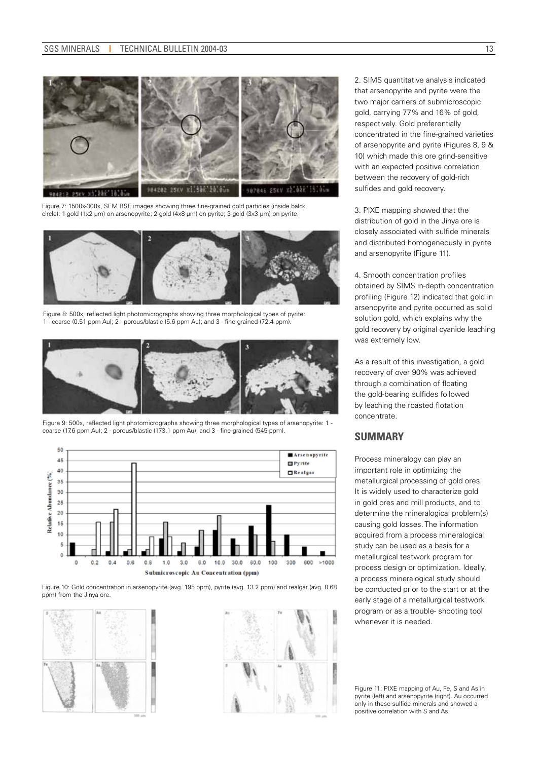Figure 7: 1500x-300x, SEM BSE images showing three fine-grained gold particles (inside balck circle): 1-gold (1x2 µm) on arsenopyrite; 2-gold (4x8 µm) on pyrite; 3-gold (3x3 µm) on pyrite.

Figure 8: 500x, reflected light photomicrographs showing three morphological types of pyrite: 1 - coarse (0.51 ppm Au); 2 - porous/blastic (5.6 ppm Au); and 3 - fine-grained (72.4 ppm).

Figure 9: 500x, reflected light photomicrographs showing three morphological types of arsenopyrite: 1 - coarse (17.6 ppm Au); 2 - porous/blastic (173.1 ppm Au); and 3 - fine-grained (545 ppm).

Figure 10: Gold concentration in arsenopyrite (avg. 195 ppm), pyrite (avg. 13.2 ppm) and realgar (avg. 0.68 ppm) from the Jinya ore.

Figure 11: PIXE mapping of Au, Fe, S and As in pyrite (left) and arsenopyrite (right). Au occurred only in these sulfide minerals and showed a positive correlation with S and As.

2. SIMS quantitative analysis indicated that arsenopyrite and pyrite were the two major carriers of submicroscopic gold, carrying 77% and 16% of gold, respectively. Gold preferentially concentrated in the fine-grained varieties of arsenopyrite and pyrite (Figures 8, 9 & 10) which made this ore grind-sensitive with an expected positive correlation between the recovery of gold-rich sulfides and gold recovery.

3. PIXE mapping showed that the distribution of gold in the Jinya ore is closely associated with sulfide minerals and distributed homogeneously in pyrite and arsenopyrite (Figure 11).

4. Smooth concentration profiles obtained by SIMS in-depth concentration profiling (Figure 12) indicated that gold in arsenopyrite and pyrite occurred as solid solution gold, which explains why the gold recovery by original cyanide leaching was extremely low.

As a result of this investigation, a gold recovery of over 90% was achieved through a combination of floating the gold-bearing sulfides followed by leaching the roasted flotation concentrate.

## SUMMARY

Process mineralogy can play an important role in optimizing the metallurgical processing of gold ores. It is widely used to characterize gold in gold ores and mill products, and to determine the mineralogical problem(s) causing gold losses. The information acquired from a process mineralogical study can be used as a basis for a metallurgical testwork program for process design or optimization. Ideally, a process mineralogical study should be conducted prior to the start or at the early stage of a metallurgical testwork program or as a trouble- shooting tool whenever it is needed.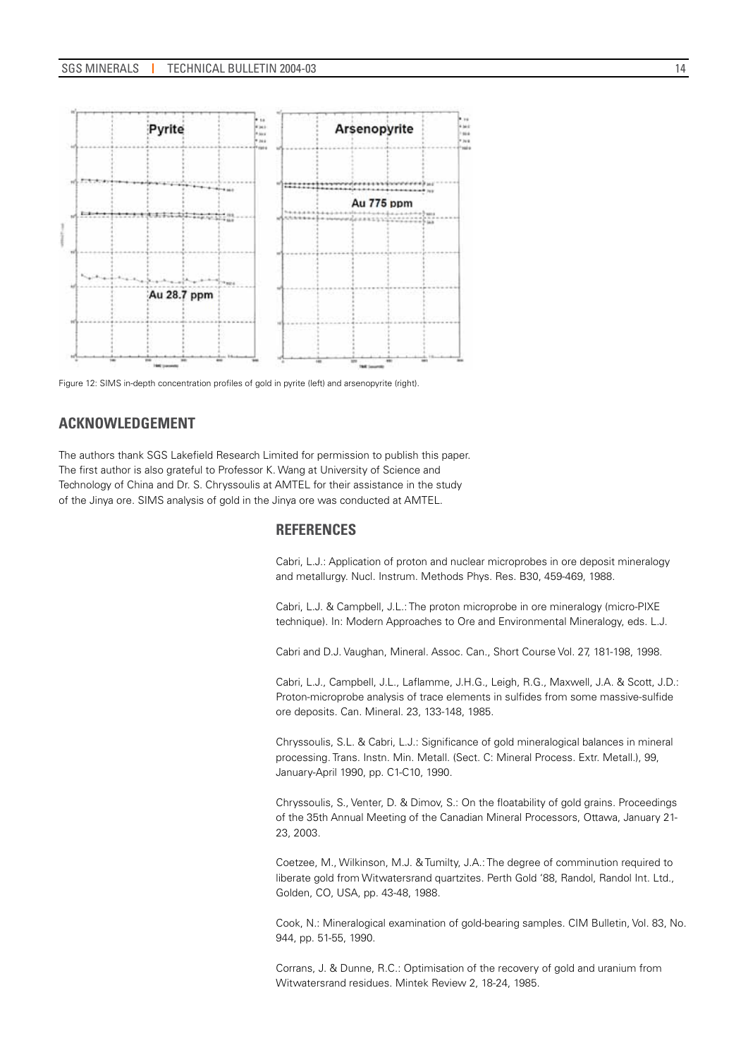Figure 12: SIMS in-depth concentration profiles of gold in pyrite (left) and arsenopyrite (right).

## ACKNOWLEDGEMENT

The authors thank SGS Lakefield Research Limited for permission to publish this paper. The first author is also grateful to Professor K. Wang at University of Science and Technology of China and Dr. S. Chryssoulis at AMTEL for their assistance in the study of the Jinya ore. SIMS analysis of gold in the Jinya ore was conducted at AMTEL.

## REFERENCES

Cabri, L.J.: Application of proton and nuclear microprobes in ore deposit mineralogy and metallurgy. Nucl. Instrum. Methods Phys. Res. B30, 459-469, 1988.

Cabri, L.J. & Campbell, J.L.: The proton microprobe in ore mineralogy (micro-PIXE technique). In: Modern Approaches to Ore and Environmental Mineralogy, eds. L.J.

Cabri and D.J. Vaughan, Mineral. Assoc. Can., Short Course Vol. 27, 181-198, 1998.

Cabri, L.J., Campbell, J.L., Laflamme, J.H.G., Leigh, R.G., Maxwell, J.A. & Scott, J.D.: Proton-microprobe analysis of trace elements in sulfides from some massive-sulfide ore deposits. Can. Mineral. 23, 133-148, 1985.

Chryssoulis, S.L. & Cabri, L.J.: Significance of gold mineralogical balances in mineral processing. Trans. Instn. Min. Metall. (Sect. C: Mineral Process. Extr. Metall.), 99, January-April 1990, pp. C1-C10, 1990.

Chryssoulis, S., Venter, D. & Dimov, S.: On the floatability of gold grains. Proceedings of the 35th Annual Meeting of the Canadian Mineral Processors, Ottawa, January 21-23, 2003.

Coetzee, M., Wilkinson, M.J. & Tumilty, J.A.: The degree of comminution required to liberate gold from Witwatersrand quartzites. Perth Gold '88, Randol, Randol Int. Ltd., Golden, CO, USA, pp. 43-48, 1988.

Cook, N.: Mineralogical examination of gold-bearing samples. CIM Bulletin, Vol. 83, No. 944, pp. 51-55, 1990.

Corrans, J. & Dunne, R.C.: Optimisation of the recovery of gold and uranium from Witwatersrand residues. Mintek Review 2, 18-24, 1985.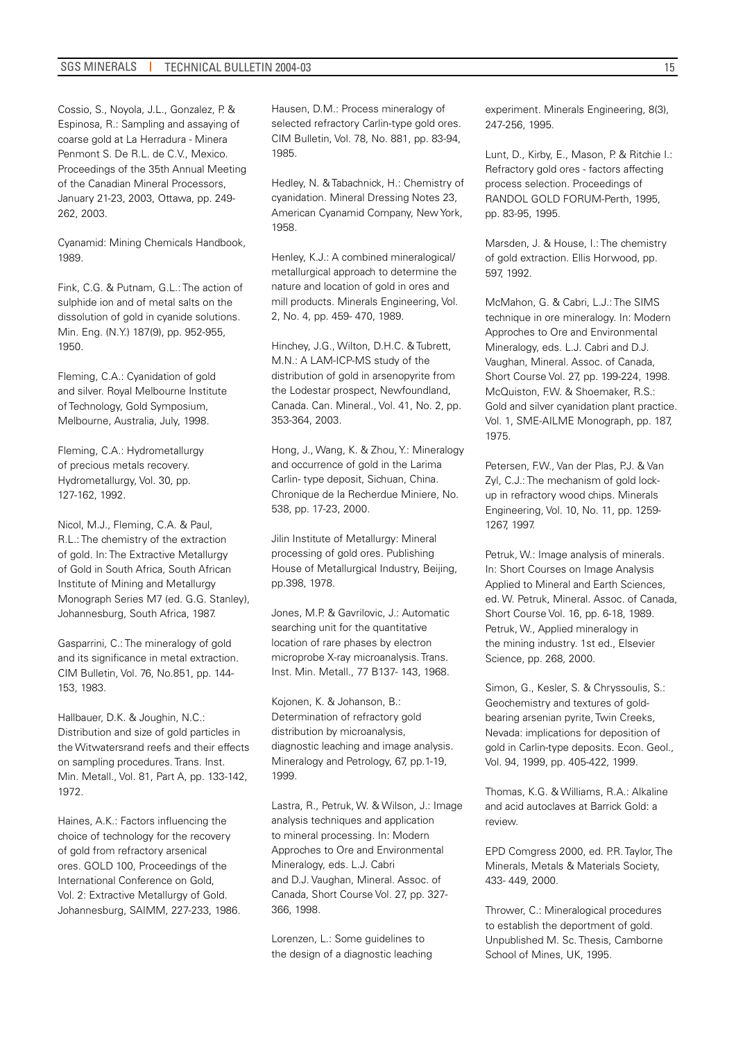Cossio, S., Noyola, J.L., Gonzalez, P. & Espinosa, R.: Sampling and assaying of coarse gold at La Herradura - Minera Penmont S. De R.L. de C.V., Mexico. Proceedings of the 35th Annual Meeting of the Canadian Mineral Processors, January 21-23, 2003, Ottawa, pp. 249-262, 2003.

Cyanamid: Mining Chemicals Handbook, 1989.

Fink, C.G. & Putnam, G.L.: The action of sulphide ion and of metal salts on the dissolution of gold in cyanide solutions. Min. Eng. (N.Y.) 187(9), pp. 952-955, 1950.

Fleming, C.A.: Cyanidation of gold and silver. Royal Melbourne Institute of Technology, Gold Symposium, Melbourne, Australia, July, 1998.

Fleming, C.A.: Hydrometallurgy of precious metals recovery. Hydrometallurgy, Vol. 30, pp. 127-162, 1992.

Nicol, M.J., Fleming, C.A. & Paul, R.L.: The chemistry of the extraction of gold. In: The Extractive Metallurgy of Gold in South Africa, South African Institute of Mining and Metallurgy Monograph Series M7 (ed. G.G. Stanley), Johannesburg, South Africa, 1987.

Gasparrini, C.: The mineralogy of gold and its significance in metal extraction. CIM Bulletin, Vol. 76, No.851, pp. 144-153, 1983.

Hallbauer, D.K. & Joughin, N.C.: Distribution and size of gold particles in the Witwatersrand reefs and their effects on sampling procedures. Trans. Inst. Min. Metall., Vol. 81, Part A, pp. 133-142, 1972.

Haines, A.K.: Factors influencing the choice of technology for the recovery of gold from refractory arsenical ores. GOLD 100, Proceedings of the International Conference on Gold, Vol. 2: Extractive Metallurgy of Gold. Johannesburg, SAIMM, 227-233, 1986.

Hausen, D.M.: Process mineralogy of selected refractory Carlin-type gold ores. CIM Bulletin, Vol. 78, No. 881, pp. 83-94, 1985.

Hedley, N. & Tabachnick, H.: Chemistry of cyanidation. Mineral Dressing Notes 23, American Cyanamid Company, New York, 1958.

Henley, K.J.: A combined mineralogical/ metallurgical approach to determine the nature and location of gold in ores and mill products. Minerals Engineering, Vol. 2, No. 4, pp. 459- 470, 1989.

Hinchey, J.G., Wilton, D.H.C. & Tubrett, M.N.: A LAM-ICP-MS study of the distribution of gold in arsenopyrite from the Lodestar prospect, Newfoundland, Canada. Can. Mineral., Vol. 41, No. 2, pp. 353-364, 2003.

Hong, J., Wang, K. & Zhou, Y.: Mineralogy and occurrence of gold in the Larima Carlin- type deposit, Sichuan, China. Chronique de la Recherdue Miniere, No. 538, pp. 17-23, 2000.

Jilin Institute of Metallurgy: Mineral processing of gold ores. Publishing House of Metallurgical Industry, Beijing, pp.398, 1978.

Jones, M.P. & Gavrilovic, J.: Automatic searching unit for the quantitative location of rare phases by electron microprobe X-ray microanalysis. Trans. Inst. Min. Metall., 77 B137- 143, 1968.

Kojonen, K. & Johanson, B.: Determination of refractory gold distribution by microanalysis, diagnostic leaching and image analysis. Mineralogy and Petrology, 67, pp.1-19, 1999.

Lastra, R., Petruk, W. & Wilson, J.: Image analysis techniques and application to mineral processing. In: Modern Approches to Ore and Environmental Mineralogy, eds. L.J. Cabri and D.J. Vaughan, Mineral. Assoc. of Canada, Short Course Vol. 27, pp. 327-366, 1998.

Lorenzen, L.: Some guidelines to the design of a diagnostic leaching experiment. Minerals Engineering, 8(3), 247-256, 1995.

Lunt, D., Kirby, E., Mason, P. & Ritchie I.: Refractory gold ores - factors affecting process selection. Proceedings of RANDOL GOLD FORUM-Perth, 1995, pp. 83-95, 1995.

Marsden, J. & House, I.: The chemistry of gold extraction. Ellis Horwood, pp. 597, 1992.

McMahon, G. & Cabri, L.J.: The SIMS technique in ore mineralogy. In: Modern Approches to Ore and Environmental Mineralogy, eds. L.J. Cabri and D.J. Vaughan, Mineral. Assoc. of Canada, Short Course Vol. 27, pp. 199-224, 1998.

McQuiston, F.W. & Shoemaker, R.S.: Gold and silver cyanidation plant practice. Vol. 1, SME-AILME Monograph, pp. 187, 1975.

Petersen, F.W., Van der Plas, P.J. & Van Zyl, C.J.: The mechanism of gold lock-up in refractory wood chips. Minerals Engineering, Vol. 10, No. 11, pp. 1259-1267, 1997.

Petruk, W.: Image analysis of minerals. In: Short Courses on Image Analysis Applied to Mineral and Earth Sciences, ed. W. Petruk, Mineral. Assoc. of Canada, Short Course Vol. 16, pp. 6-18, 1989.

Petruk, W., Applied mineralogy in the mining industry. 1st ed., Elsevier Science, pp. 268, 2000.

Simon, G., Kesler, S. & Chryssoulis, S.: Geochemistry and textures of gold-bearing arsenian pyrite, Twin Creeks, Nevada: implications for deposition of gold in Carlin-type deposits. Econ. Geol., Vol. 94, 1999, pp. 405-422, 1999.

Thomas, K.G. & Williams, R.A.: Alkaline and acid autoclaves at Barrick Gold: a review.

EPD Comgress 2000, ed. P.R. Taylor, The Minerals, Metals & Materials Society, 433- 449, 2000.

Thrower, C.: Mineralogical procedures to establish the deportment of gold. Unpublished M. Sc. Thesis, Camborne School of Mines, UK, 1995.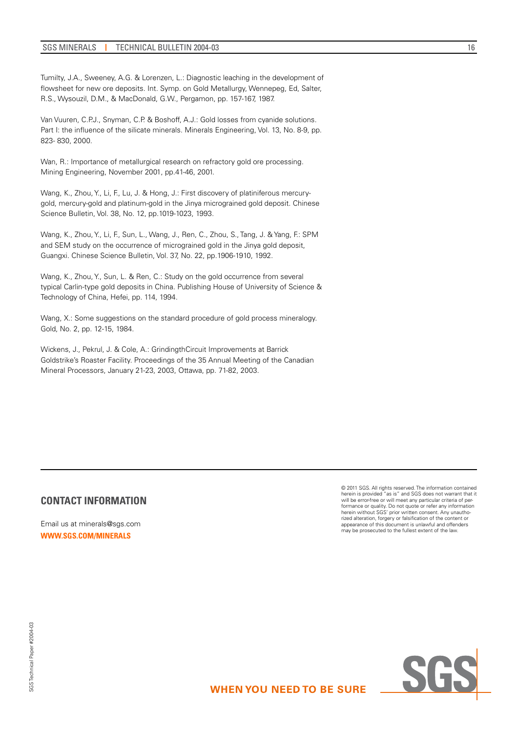Tumilty, J.A., Sweeney, A.G. & Lorenzen, L.: Diagnostic leaching in the development of flowsheet for new ore deposits. Int. Symp. on Gold Metallurgy, Wennepeg, Ed, Salter, R.S., Wysouzil, D.M., & MacDonald, G.W., Pergamon, pp. 157-167, 1987.

Van Vuuren, C.P.J., Snyman, C.P. & Boshoff, A.J.: Gold losses from cyanide solutions. Part I: the influence of the silicate minerals. Minerals Engineering, Vol. 13, No. 8-9, pp. 823- 830, 2000.

Wan, R.: Importance of metallurgical research on refractory gold ore processing. Mining Engineering, November 2001, pp.41-46, 2001.

Wang, K., Zhou, Y., Li, F., Lu, J. & Hong, J.: First discovery of platiniferous mercury-gold, mercury-gold and platinum-gold in the Jinya micrograined gold deposit. Chinese Science Bulletin, Vol. 38, No. 12, pp.1019-1023, 1993.

Wang, K., Zhou, Y., Li, F., Sun, L., Wang, J., Ren, C., Zhou, S., Tang, J. & Yang, F.: SPM and SEM study on the occurrence of micrograined gold in the Jinya gold deposit, Guangxi. Chinese Science Bulletin, Vol. 37, No. 22, pp.1906-1910, 1992.

Wang, K., Zhou, Y., Sun, L. & Ren, C.: Study on the gold occurrence from several typical Carlin-type gold deposits in China. Publishing House of University of Science & Technology of China, Hefei, pp. 114, 1994.

Wang, X.: Some suggestions on the standard procedure of gold process mineralogy. Gold, No. 2, pp. 12-15, 1984.

Wickens, J., Pekrul, J. & Cole, A.: GrindingthCircuit Improvements at Barrick Goldstrike's Roaster Facility. Proceedings of the 35 Annual Meeting of the Canadian Mineral Processors, January 21-23, 2003, Ottawa, pp. 71-82, 2003.

## CONTACT INFORMATION

Email us at minerals@sgs.com

**WWW.SGS.COM/MINERALS**

© 2011 SGS. All rights reserved. The information contained herein is provided "as is" and SGS does not warrant that it will be error-free or will meet any particular criteria of performance or quality. Do not quote or refer any information herein without SGS' prior written consent. Any unauthorized alteration, forgery or falsification of the content or appearance of this document is unlawful and offenders may be prosecuted to the fullest extent of the law.

SGS Technical Paper #2004-03

**WHEN YOU NEED TO BE SURE**

SGS